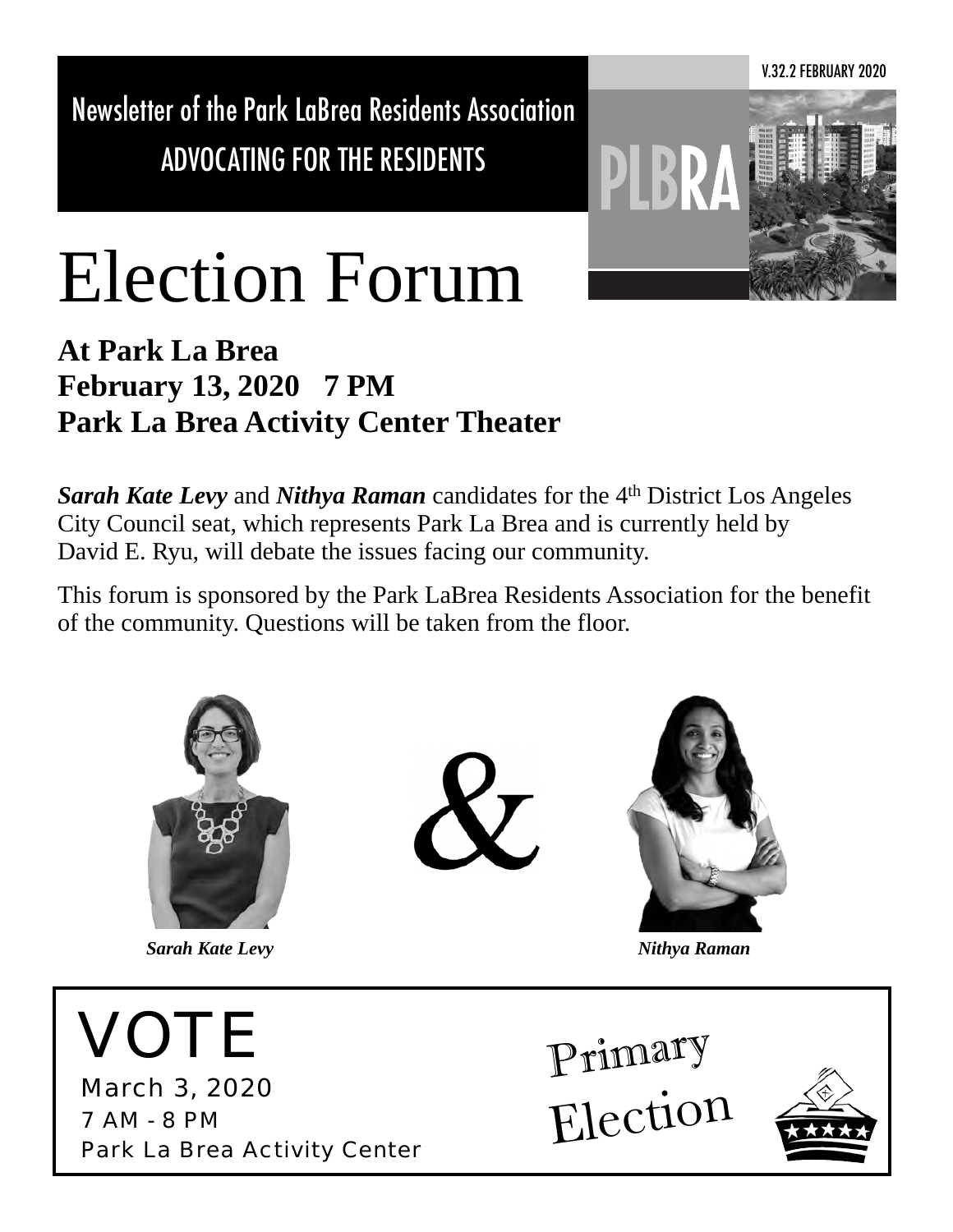Newsletter of the Park LaBrea Residents Association

ADVOCATING FOR THE RESIDENTS

PLBRA

V.32.2 FEBRUARY 2020

# Election Forum

**At Park La Brea**
**February 13, 2020 7 PM**
**Park La Brea Activity Center Theater**

***Sarah Kate Levy*** and ***Nithya Raman*** candidates for the 4th District Los Angeles City Council seat, which represents Park La Brea and is currently held by David E. Ryu, will debate the issues facing our community.

This forum is sponsored by the Park LaBrea Residents Association for the benefit of the community. Questions will be taken from the floor.

&

***Sarah Kate Levy*** ***Nithya Raman***

## VOTE

March 3, 2020
7 AM - 8 PM
Park La Brea Activity Center

Primary Election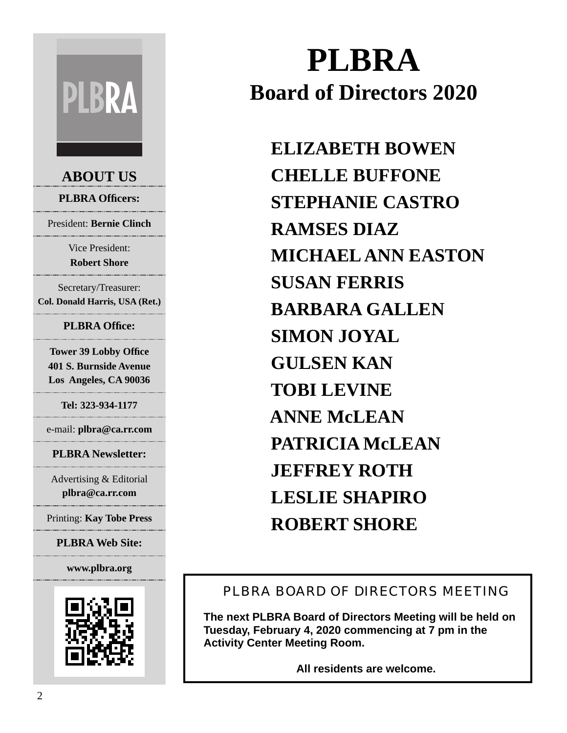## ABOUT US

**PLBRA Officers:**

President: **Bernie Clinch**

Vice President:
**Robert Shore**

Secretary/Treasurer:
**Col. Donald Harris, USA (Ret.)**

**PLBRA Office:**

**Tower 39 Lobby Office**
**401 S. Burnside Avenue**
**Los Angeles, CA 90036**

**Tel: 323-934-1177**

e-mail: **plbra@ca.rr.com**

**PLBRA Newsletter:**

Advertising & Editorial
**plbra@ca.rr.com**

Printing: **Kay Tobe Press**

**PLBRA Web Site:**

**www.plbra.org**

# PLBRA

## Board of Directors 2020

**ELIZABETH BOWEN**
**CHELLE BUFFONE**
**STEPHANIE CASTRO**
**RAMSES DIAZ**
**MICHAEL ANN EASTON**
**SUSAN FERRIS**
**BARBARA GALLEN**
**SIMON JOYAL**
**GULSEN KAN**
**TOBI LEVINE**
**ANNE McLEAN**
**PATRICIA McLEAN**
**JEFFREY ROTH**
**LESLIE SHAPIRO**
**ROBERT SHORE**

### PLBRA BOARD OF DIRECTORS MEETING

**The next PLBRA Board of Directors Meeting will be held on Tuesday, February 4, 2020 commencing at 7 pm in the Activity Center Meeting Room.**

**All residents are welcome.**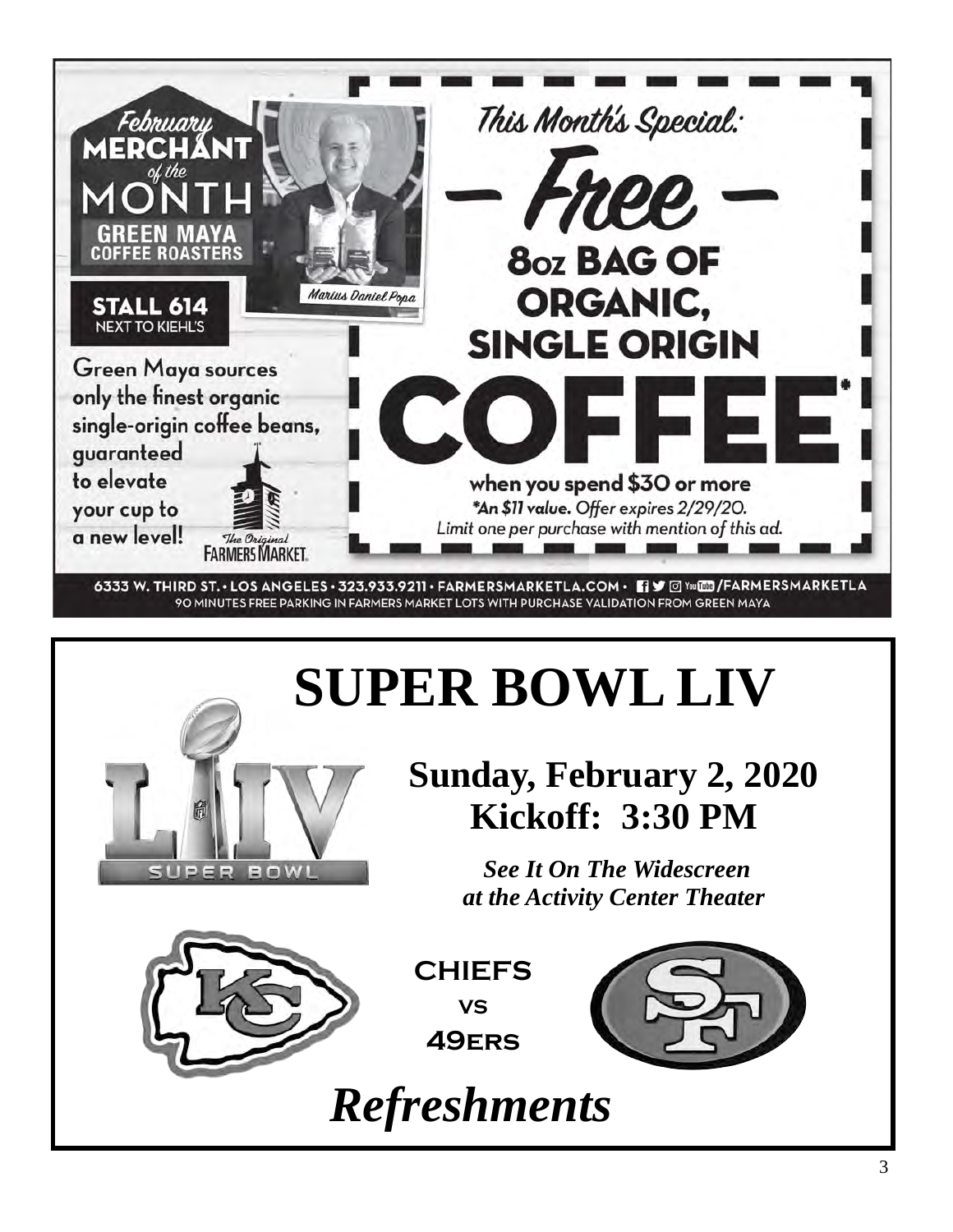February
# MERCHANT of the MONTH

GREEN MAYA COFFEE ROASTERS

Marius Daniel Popa

**STALL 614**
NEXT TO KIEHL'S

Green Maya sources only the finest organic single-origin coffee beans, guaranteed to elevate your cup to a new level!

The Original FARMERS MARKET

*This Month's Special:*

## — Free —

## 8oz BAG OF ORGANIC, SINGLE ORIGIN COFFEE*

when you spend $30 or more

**\*An $11 value.** Offer expires 2/29/20.
*Limit one per purchase with mention of this ad.*

6333 W. THIRD ST. • LOS ANGELES • 323.933.9211 • FARMERSMARKETLA.COM • /FARMERSMARKETLA
90 MINUTES FREE PARKING IN FARMERS MARKET LOTS WITH PURCHASE VALIDATION FROM GREEN MAYA

# SUPER BOWL LIV

LIV SUPER BOWL

## Sunday, February 2, 2020
## Kickoff: 3:30 PM

***See It On The Widescreen at the Activity Center Theater***

**CHIEFS**
**VS**
**49ERS**

# *Refreshments*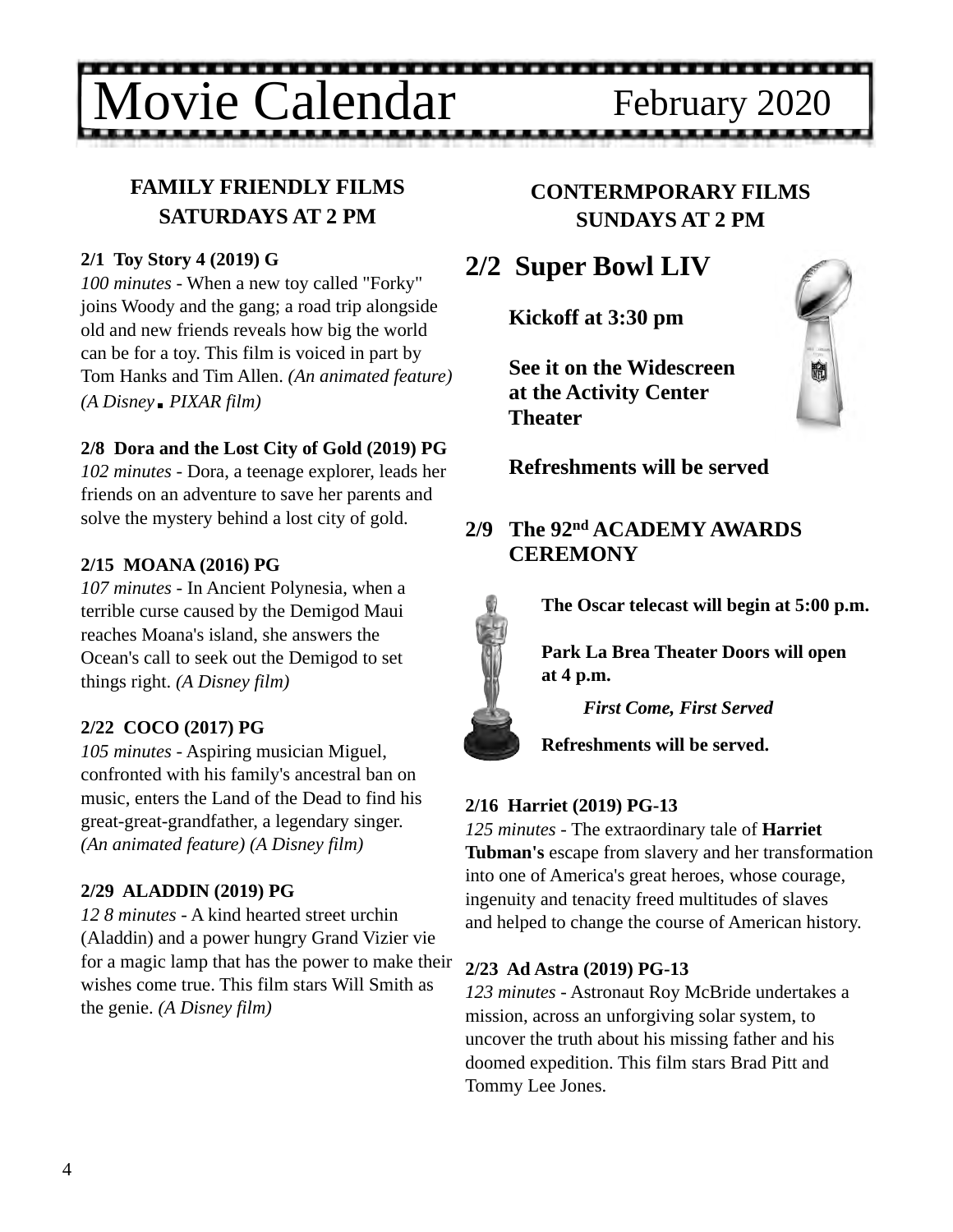# Movie Calendar

February 2020

## FAMILY FRIENDLY FILMS SATURDAYS AT 2 PM

**2/1 Toy Story 4 (2019) G**
*100 minutes* - When a new toy called "Forky" joins Woody and the gang; a road trip alongside old and new friends reveals how big the world can be for a toy. This film is voiced in part by Tom Hanks and Tim Allen. *(An animated feature) (A Disney . PIXAR film)*

**2/8 Dora and the Lost City of Gold (2019) PG**
*102 minutes* - Dora, a teenage explorer, leads her friends on an adventure to save her parents and solve the mystery behind a lost city of gold.

**2/15 MOANA (2016) PG**
*107 minutes* - In Ancient Polynesia, when a terrible curse caused by the Demigod Maui reaches Moana's island, she answers the Ocean's call to seek out the Demigod to set things right. *(A Disney film)*

**2/22 COCO (2017) PG**
*105 minutes* - Aspiring musician Miguel, confronted with his family's ancestral ban on music, enters the Land of the Dead to find his great-great-grandfather, a legendary singer. *(An animated feature) (A Disney film)*

**2/29 ALADDIN (2019) PG**
*12 8 minutes* - A kind hearted street urchin (Aladdin) and a power hungry Grand Vizier vie for a magic lamp that has the power to make their wishes come true. This film stars Will Smith as the genie. *(A Disney film)*

## CONTERMPORARY FILMS SUNDAYS AT 2 PM

### 2/2 Super Bowl LIV

**Kickoff at 3:30 pm**

**See it on the Widescreen at the Activity Center Theater**

**Refreshments will be served**

### 2/9 The 92nd ACADEMY AWARDS CEREMONY

**The Oscar telecast will begin at 5:00 p.m.**

**Park La Brea Theater Doors will open at 4 p.m.**

***First Come, First Served***

**Refreshments will be served.**

**2/16 Harriet (2019) PG-13**
*125 minutes* - The extraordinary tale of **Harriet Tubman's** escape from slavery and her transformation into one of America's great heroes, whose courage, ingenuity and tenacity freed multitudes of slaves and helped to change the course of American history.

**2/23 Ad Astra (2019) PG-13**
*123 minutes* - Astronaut Roy McBride undertakes a mission, across an unforgiving solar system, to uncover the truth about his missing father and his doomed expedition. This film stars Brad Pitt and Tommy Lee Jones.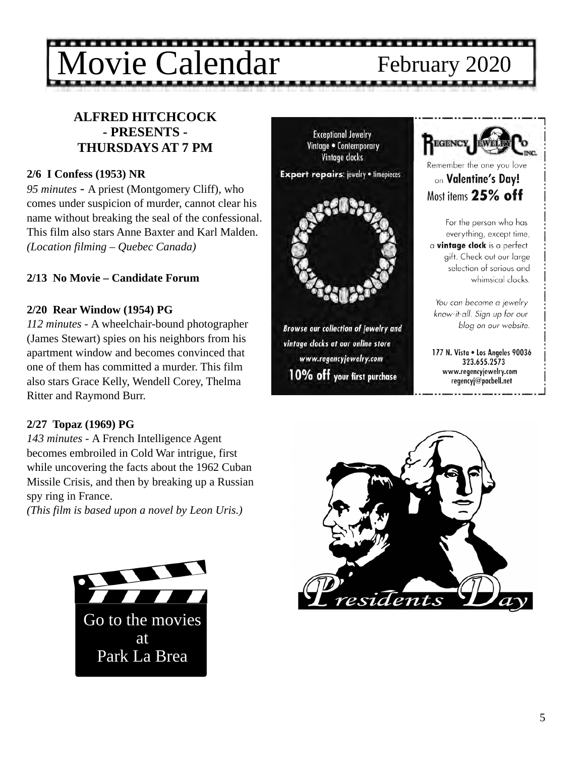# Movie Calendar

February 2020

**ALFRED HITCHCOCK**
**- PRESENTS -**
**THURSDAYS AT 7 PM**

**2/6 I Confess (1953) NR**
*95 minutes* - A priest (Montgomery Cliff), who comes under suspicion of murder, cannot clear his name without breaking the seal of the confessional. This film also stars Anne Baxter and Karl Malden.
*(Location filming – Quebec Canada)*

**2/13 No Movie – Candidate Forum**

**2/20 Rear Window (1954) PG**
*112 minutes* - A wheelchair-bound photographer (James Stewart) spies on his neighbors from his apartment window and becomes convinced that one of them has committed a murder. This film also stars Grace Kelly, Wendell Corey, Thelma Ritter and Raymond Burr.

**2/27 Topaz (1969) PG**
*143 minutes* - A French Intelligence Agent becomes embroiled in Cold War intrigue, first while uncovering the facts about the 1962 Cuban Missile Crisis, and then by breaking up a Russian spy ring in France.
*(This film is based upon a novel by Leon Uris.)*

Go to the movies at Park La Brea

Exceptional Jewelry
Vintage • Contemporary
Vintage clocks

**Expert repairs**: jewelry • timepieces

*Browse our collection of jewelry and vintage clocks at our online store*
*www.regencyjewelry.com*
**10% off** your first purchase

Regency Jewelry Co. Inc.

Remember the one you love on **Valentine's Day!**
Most items **25% off**

For the person who has everything, except time, a **vintage clock** is a perfect gift. Check out our large selection of serious and whimsical clocks.

*You can become a jewelry know-it-all. Sign up for our blog on our website.*

177 N. Vista • Los Angeles 90036
323.655.2573
www.regencyjewelry.com
regencyj@pacbell.net

Presidents Day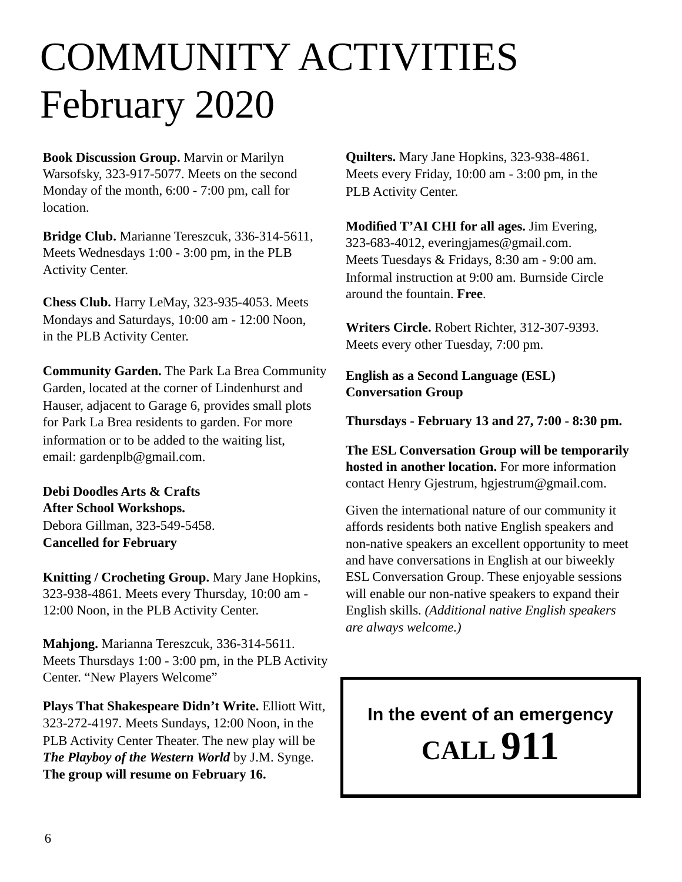# COMMUNITY ACTIVITIES February 2020

**Book Discussion Group.** Marvin or Marilyn Warsofsky, 323-917-5077. Meets on the second Monday of the month, 6:00 - 7:00 pm, call for location.

**Bridge Club.** Marianne Tereszcuk, 336-314-5611, Meets Wednesdays 1:00 - 3:00 pm, in the PLB Activity Center.

**Chess Club.** Harry LeMay, 323-935-4053. Meets Mondays and Saturdays, 10:00 am - 12:00 Noon, in the PLB Activity Center.

**Community Garden.** The Park La Brea Community Garden, located at the corner of Lindenhurst and Hauser, adjacent to Garage 6, provides small plots for Park La Brea residents to garden. For more information or to be added to the waiting list, email: gardenplb@gmail.com.

**Debi Doodles Arts & Crafts After School Workshops.**
Debora Gillman, 323-549-5458.
**Cancelled for February**

**Knitting / Crocheting Group.** Mary Jane Hopkins, 323-938-4861. Meets every Thursday, 10:00 am - 12:00 Noon, in the PLB Activity Center.

**Mahjong.** Marianna Tereszcuk, 336-314-5611. Meets Thursdays 1:00 - 3:00 pm, in the PLB Activity Center. "New Players Welcome"

**Plays That Shakespeare Didn't Write.** Elliott Witt, 323-272-4197. Meets Sundays, 12:00 Noon, in the PLB Activity Center Theater. The new play will be ***The Playboy of the Western World*** by J.M. Synge. **The group will resume on February 16.**

**Quilters.** Mary Jane Hopkins, 323-938-4861. Meets every Friday, 10:00 am - 3:00 pm, in the PLB Activity Center.

**Modified T'AI CHI for all ages.** Jim Evering, 323-683-4012, everingjames@gmail.com. Meets Tuesdays & Fridays, 8:30 am - 9:00 am. Informal instruction at 9:00 am. Burnside Circle around the fountain. **Free**.

**Writers Circle.** Robert Richter, 312-307-9393. Meets every other Tuesday, 7:00 pm.

**English as a Second Language (ESL) Conversation Group**

**Thursdays - February 13 and 27, 7:00 - 8:30 pm.**

**The ESL Conversation Group will be temporarily hosted in another location.** For more information contact Henry Gjestrum, hgjestrum@gmail.com.

Given the international nature of our community it affords residents both native English speakers and non-native speakers an excellent opportunity to meet and have conversations in English at our biweekly ESL Conversation Group. These enjoyable sessions will enable our non-native speakers to expand their English skills. *(Additional native English speakers are always welcome.)*

**In the event of an emergency**

**CALL 911**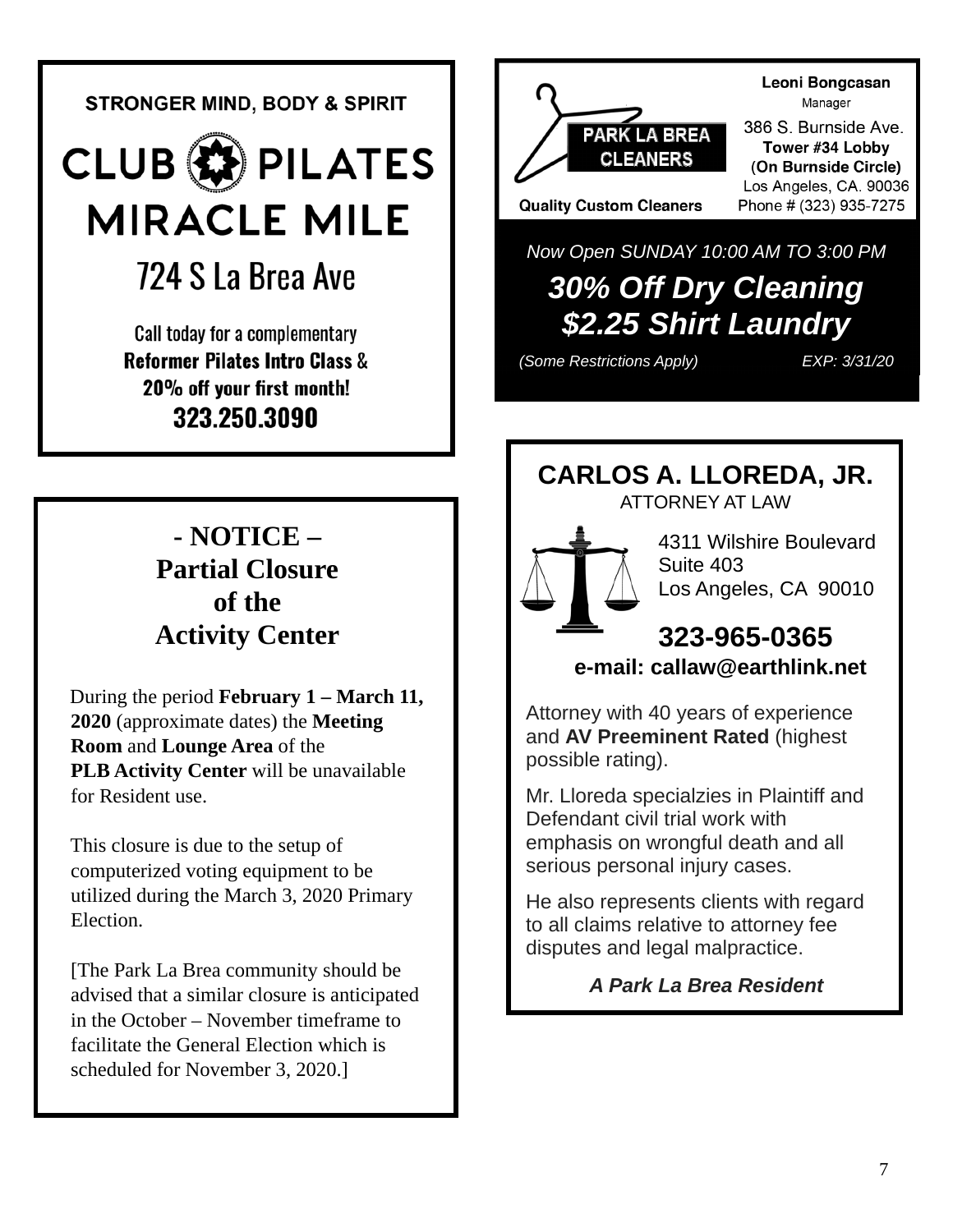**STRONGER MIND, BODY & SPIRIT**

# CLUB PILATES MIRACLE MILE

## 724 S La Brea Ave

Call today for a complementary
**Reformer Pilates Intro Class** &
**20% off your first month!**
**323.250.3090**

---

**PARK LA BREA CLEANERS**

**Quality Custom Cleaners**

**Leoni Bongcasan**
Manager
386 S. Burnside Ave.
**Tower #34 Lobby**
**(On Burnside Circle)**
Los Angeles, CA. 90036
Phone # (323) 935-7275

*Now Open SUNDAY 10:00 AM TO 3:00 PM*

***30% Off Dry Cleaning***
***$2.25 Shirt Laundry***

*(Some Restrictions Apply)* *EXP: 3/31/20*

---

## - NOTICE –
## Partial Closure of the Activity Center

During the period **February 1 – March 11, 2020** (approximate dates) the **Meeting Room** and **Lounge Area** of the **PLB Activity Center** will be unavailable for Resident use.

This closure is due to the setup of computerized voting equipment to be utilized during the March 3, 2020 Primary Election.

[The Park La Brea community should be advised that a similar closure is anticipated in the October – November timeframe to facilitate the General Election which is scheduled for November 3, 2020.]

---

## CARLOS A. LLOREDA, JR.

ATTORNEY AT LAW

4311 Wilshire Boulevard
Suite 403
Los Angeles, CA 90010

**323-965-0365**
**e-mail: callaw@earthlink.net**

Attorney with 40 years of experience and **AV Preeminent Rated** (highest possible rating).

Mr. Lloreda specialzies in Plaintiff and Defendant civil trial work with emphasis on wrongful death and all serious personal injury cases.

He also represents clients with regard to all claims relative to attorney fee disputes and legal malpractice.

***A Park La Brea Resident***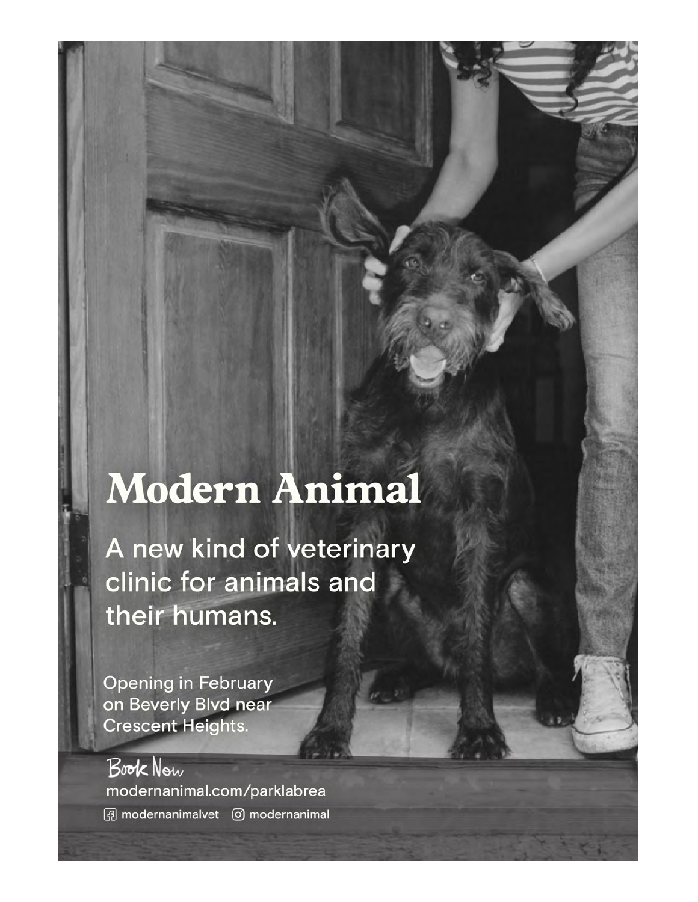# Modern Animal

A new kind of veterinary clinic for animals and their humans.

Opening in February on Beverly Blvd near Crescent Heights.

Book Now

modernanimal.com/parklabrea

modernanimalvet modernanimal